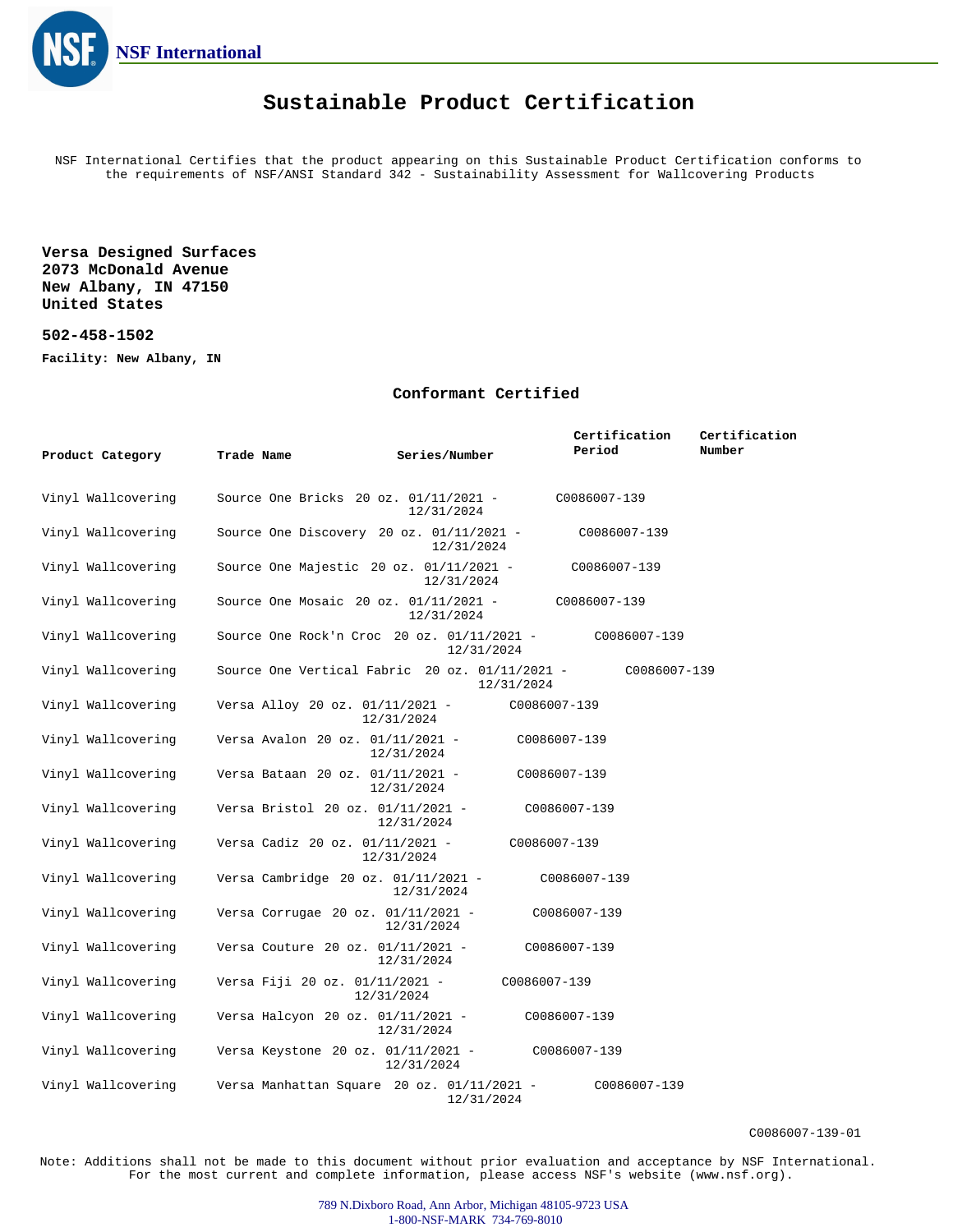NSF International

# Sustainable Product Certification

NSF International Certifies that the product appearing on this Sustainable Product Certification conforms to the requirements of NSF/ANSI Standard 342 - Sustainability Assessment for Wallcovering Products

**Versa Designed Surfaces**
**2073 McDonald Avenue**
**New Albany, IN 47150**
**United States**

**502-458-1502**

**Facility: New Albany, IN**

## Conformant Certified

| Product Category | Trade Name | Series/Number | Certification Period | Certification Number |
|---|---|---|---|---|
| Vinyl Wallcovering | Source One Bricks | 20 oz. | 01/11/2021 - 12/31/2024 | C0086007-139 |
| Vinyl Wallcovering | Source One Discovery | 20 oz. | 01/11/2021 - 12/31/2024 | C0086007-139 |
| Vinyl Wallcovering | Source One Majestic | 20 oz. | 01/11/2021 - 12/31/2024 | C0086007-139 |
| Vinyl Wallcovering | Source One Mosaic | 20 oz. | 01/11/2021 - 12/31/2024 | C0086007-139 |
| Vinyl Wallcovering | Source One Rock'n Croc | 20 oz. | 01/11/2021 - 12/31/2024 | C0086007-139 |
| Vinyl Wallcovering | Source One Vertical Fabric | 20 oz. | 01/11/2021 - 12/31/2024 | C0086007-139 |
| Vinyl Wallcovering | Versa Alloy | 20 oz. | 01/11/2021 - 12/31/2024 | C0086007-139 |
| Vinyl Wallcovering | Versa Avalon | 20 oz. | 01/11/2021 - 12/31/2024 | C0086007-139 |
| Vinyl Wallcovering | Versa Bataan | 20 oz. | 01/11/2021 - 12/31/2024 | C0086007-139 |
| Vinyl Wallcovering | Versa Bristol | 20 oz. | 01/11/2021 - 12/31/2024 | C0086007-139 |
| Vinyl Wallcovering | Versa Cadiz | 20 oz. | 01/11/2021 - 12/31/2024 | C0086007-139 |
| Vinyl Wallcovering | Versa Cambridge | 20 oz. | 01/11/2021 - 12/31/2024 | C0086007-139 |
| Vinyl Wallcovering | Versa Corrugae | 20 oz. | 01/11/2021 - 12/31/2024 | C0086007-139 |
| Vinyl Wallcovering | Versa Couture | 20 oz. | 01/11/2021 - 12/31/2024 | C0086007-139 |
| Vinyl Wallcovering | Versa Fiji | 20 oz. | 01/11/2021 - 12/31/2024 | C0086007-139 |
| Vinyl Wallcovering | Versa Halcyon | 20 oz. | 01/11/2021 - 12/31/2024 | C0086007-139 |
| Vinyl Wallcovering | Versa Keystone | 20 oz. | 01/11/2021 - 12/31/2024 | C0086007-139 |
| Vinyl Wallcovering | Versa Manhattan Square | 20 oz. | 01/11/2021 - 12/31/2024 | C0086007-139 |

C0086007-139-01

Note: Additions shall not be made to this document without prior evaluation and acceptance by NSF International. For the most current and complete information, please access NSF's website (www.nsf.org).

789 N.Dixboro Road, Ann Arbor, Michigan 48105-9723 USA
1-800-NSF-MARK 734-769-8010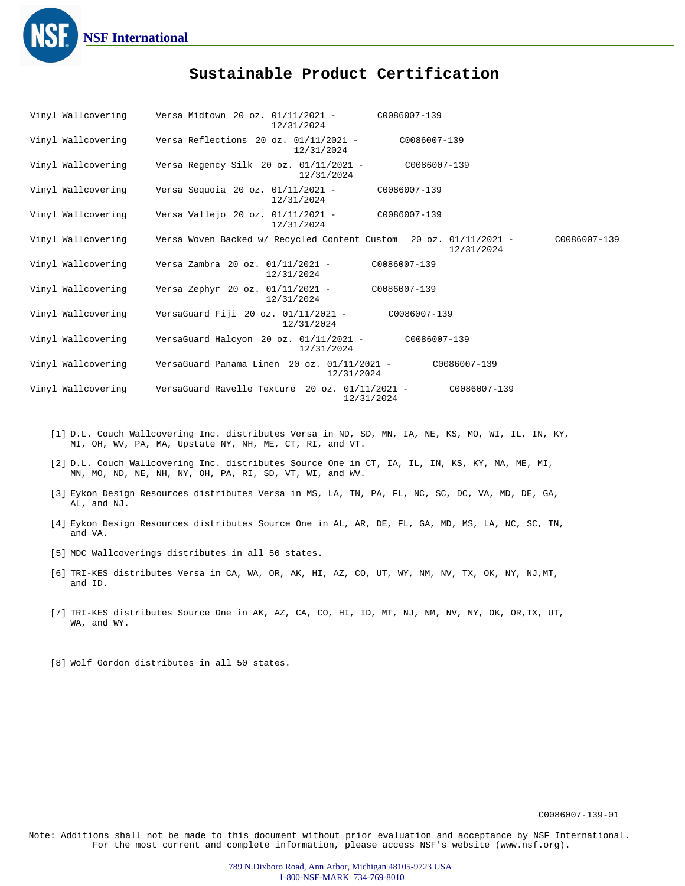# Sustainable Product Certification

| | | | | |
|---|---|---|---|---|
| Vinyl Wallcovering | Versa Midtown | 20 oz. | 01/11/2021 - 12/31/2024 | C0086007-139 |
| Vinyl Wallcovering | Versa Reflections | 20 oz. | 01/11/2021 - 12/31/2024 | C0086007-139 |
| Vinyl Wallcovering | Versa Regency Silk | 20 oz. | 01/11/2021 - 12/31/2024 | C0086007-139 |
| Vinyl Wallcovering | Versa Sequoia | 20 oz. | 01/11/2021 - 12/31/2024 | C0086007-139 |
| Vinyl Wallcovering | Versa Vallejo | 20 oz. | 01/11/2021 - 12/31/2024 | C0086007-139 |
| Vinyl Wallcovering | Versa Woven Backed w/ Recycled Content Custom | 20 oz. | 01/11/2021 - 12/31/2024 | C0086007-139 |
| Vinyl Wallcovering | Versa Zambra | 20 oz. | 01/11/2021 - 12/31/2024 | C0086007-139 |
| Vinyl Wallcovering | Versa Zephyr | 20 oz. | 01/11/2021 - 12/31/2024 | C0086007-139 |
| Vinyl Wallcovering | VersaGuard Fiji | 20 oz. | 01/11/2021 - 12/31/2024 | C0086007-139 |
| Vinyl Wallcovering | VersaGuard Halcyon | 20 oz. | 01/11/2021 - 12/31/2024 | C0086007-139 |
| Vinyl Wallcovering | VersaGuard Panama Linen | 20 oz. | 01/11/2021 - 12/31/2024 | C0086007-139 |
| Vinyl Wallcovering | VersaGuard Ravelle Texture | 20 oz. | 01/11/2021 - 12/31/2024 | C0086007-139 |

[1] D.L. Couch Wallcovering Inc. distributes Versa in ND, SD, MN, IA, NE, KS, MO, WI, IL, IN, KY, MI, OH, WV, PA, MA, Upstate NY, NH, ME, CT, RI, and VT.

[2] D.L. Couch Wallcovering Inc. distributes Source One in CT, IA, IL, IN, KS, KY, MA, ME, MI, MN, MO, ND, NE, NH, NY, OH, PA, RI, SD, VT, WI, and WV.

[3] Eykon Design Resources distributes Versa in MS, LA, TN, PA, FL, NC, SC, DC, VA, MD, DE, GA, AL, and NJ.

[4] Eykon Design Resources distributes Source One in AL, AR, DE, FL, GA, MD, MS, LA, NC, SC, TN, and VA.

[5] MDC Wallcoverings distributes in all 50 states.

[6] TRI-KES distributes Versa in CA, WA, OR, AK, HI, AZ, CO, UT, WY, NM, NV, TX, OK, NY, NJ,MT, and ID.

[7] TRI-KES distributes Source One in AK, AZ, CA, CO, HI, ID, MT, NJ, NM, NV, NY, OK, OR,TX, UT, WA, and WY.

[8] Wolf Gordon distributes in all 50 states.

C0086007-139-01

Note: Additions shall not be made to this document without prior evaluation and acceptance by NSF International. For the most current and complete information, please access NSF's website (www.nsf.org).

789 N.Dixboro Road, Ann Arbor, Michigan 48105-9723 USA
1-800-NSF-MARK 734-769-8010